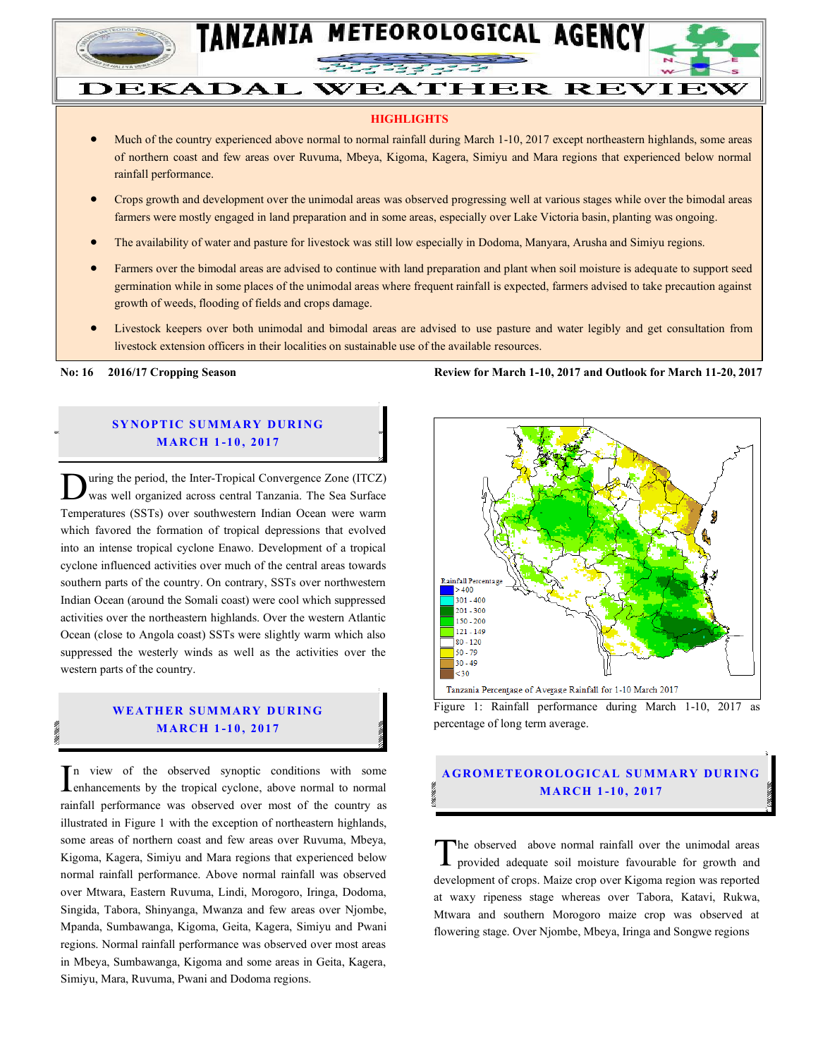# TANZANIA METEOROLOGICAL AGENCY

# DEKADAL WEATHER REVIEW

**HIGHLIGHTS**

- Much of the country experienced above normal to normal rainfall during March 1-10, 2017 except northeastern highlands, some areas of northern coast and few areas over Ruvuma, Mbeya, Kigoma, Kagera, Simiyu and Mara regions that experienced below normal rainfall performance.
- Crops growth and development over the unimodal areas was observed progressing well at various stages while over the bimodal areas farmers were mostly engaged in land preparation and in some areas, especially over Lake Victoria basin, planting was ongoing.
- The availability of water and pasture for livestock was still low especially in Dodoma, Manyara, Arusha and Simiyu regions.
- Farmers over the bimodal areas are advised to continue with land preparation and plant when soil moisture is adequate to support seed germination while in some places of the unimodal areas where frequent rainfall is expected, farmers advised to take precaution against growth of weeds, flooding of fields and crops damage.
- Livestock keepers over both unimodal and bimodal areas are advised to use pasture and water legibly and get consultation from livestock extension officers in their localities on sustainable use of the available resources.

**No: 16 2016/17 Cropping Season** **Review for March 1-10, 2017 and Outlook for March 11-20, 2017**

## SYNOPTIC SUMMARY DURING MARCH 1-10, 2017

During the period, the Inter-Tropical Convergence Zone (ITCZ) was well organized across central Tanzania. The Sea Surface Temperatures (SSTs) over southwestern Indian Ocean were warm which favored the formation of tropical depressions that evolved into an intense tropical cyclone Enawo. Development of a tropical cyclone influenced activities over much of the central areas towards southern parts of the country. On contrary, SSTs over northwestern Indian Ocean (around the Somali coast) were cool which suppressed activities over the northeastern highlands. Over the western Atlantic Ocean (close to Angola coast) SSTs were slightly warm which also suppressed the westerly winds as well as the activities over the western parts of the country.

## WEATHER SUMMARY DURING MARCH 1-10, 2017

In view of the observed synoptic conditions with some enhancements by the tropical cyclone, above normal to normal rainfall performance was observed over most of the country as illustrated in Figure 1 with the exception of northeastern highlands, some areas of northern coast and few areas over Ruvuma, Mbeya, Kigoma, Kagera, Simiyu and Mara regions that experienced below normal rainfall performance. Above normal rainfall was observed over Mtwara, Eastern Ruvuma, Lindi, Morogoro, Iringa, Dodoma, Singida, Tabora, Shinyanga, Mwanza and few areas over Njombe, Mpanda, Sumbawanga, Kigoma, Geita, Kagera, Simiyu and Pwani regions. Normal rainfall performance was observed over most areas in Mbeya, Sumbawanga, Kigoma and some areas in Geita, Kagera, Simiyu, Mara, Ruvuma, Pwani and Dodoma regions.

Rainfall Percentage
> 400
301 - 400
201 - 300
150 - 200
121 - 149
80 - 120
50 - 79
30 - 49
<30

Tanzania Percentage of Average Rainfall for 1-10 March 2017

Figure 1: Rainfall performance during March 1-10, 2017 as percentage of long term average.

## AGROMETEOROLOGICAL SUMMARY DURING MARCH 1-10, 2017

The observed above normal rainfall over the unimodal areas provided adequate soil moisture favourable for growth and development of crops. Maize crop over Kigoma region was reported at waxy ripeness stage whereas over Tabora, Katavi, Rukwa, Mtwara and southern Morogoro maize crop was observed at flowering stage. Over Njombe, Mbeya, Iringa and Songwe regions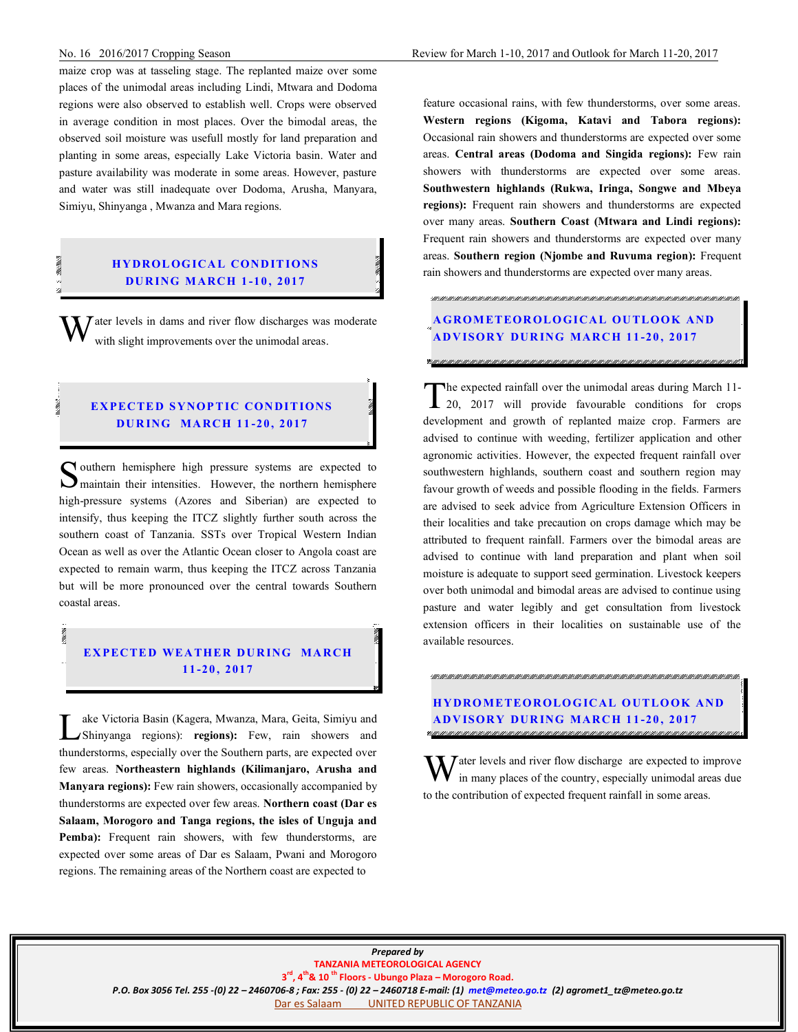maize crop was at tasseling stage. The replanted maize over some places of the unimodal areas including Lindi, Mtwara and Dodoma regions were also observed to establish well. Crops were observed in average condition in most places. Over the bimodal areas, the observed soil moisture was usefull mostly for land preparation and planting in some areas, especially Lake Victoria basin. Water and pasture availability was moderate in some areas. However, pasture and water was still inadequate over Dodoma, Arusha, Manyara, Simiyu, Shinyanga , Mwanza and Mara regions.

## HYDROLOGICAL CONDITIONS DURING MARCH 1-10, 2017

Water levels in dams and river flow discharges was moderate with slight improvements over the unimodal areas.

## EXPECTED SYNOPTIC CONDITIONS DURING MARCH 11-20, 2017

Southern hemisphere high pressure systems are expected to maintain their intensities. However, the northern hemisphere high-pressure systems (Azores and Siberian) are expected to intensify, thus keeping the ITCZ slightly further south across the southern coast of Tanzania. SSTs over Tropical Western Indian Ocean as well as over the Atlantic Ocean closer to Angola coast are expected to remain warm, thus keeping the ITCZ across Tanzania but will be more pronounced over the central towards Southern coastal areas.

## EXPECTED WEATHER DURING MARCH 11-20, 2017

Lake Victoria Basin (Kagera, Mwanza, Mara, Geita, Simiyu and Shinyanga regions): **regions):** Few, rain showers and thunderstorms, especially over the Southern parts, are expected over few areas. **Northeastern highlands (Kilimanjaro, Arusha and Manyara regions):** Few rain showers, occasionally accompanied by thunderstorms are expected over few areas. **Northern coast (Dar es Salaam, Morogoro and Tanga regions, the isles of Unguja and Pemba):** Frequent rain showers, with few thunderstorms, are expected over some areas of Dar es Salaam, Pwani and Morogoro regions. The remaining areas of the Northern coast are expected to feature occasional rains, with few thunderstorms, over some areas. **Western regions (Kigoma, Katavi and Tabora regions):** Occasional rain showers and thunderstorms are expected over some areas. **Central areas (Dodoma and Singida regions):** Few rain showers with thunderstorms are expected over some areas. **Southwestern highlands (Rukwa, Iringa, Songwe and Mbeya regions):** Frequent rain showers and thunderstorms are expected over many areas. **Southern Coast (Mtwara and Lindi regions):** Frequent rain showers and thunderstorms are expected over many areas. **Southern region (Njombe and Ruvuma region):** Frequent rain showers and thunderstorms are expected over many areas.

## AGROMETEOROLOGICAL OUTLOOK AND ADVISORY DURING MARCH 11-20, 2017

The expected rainfall over the unimodal areas during March 11-20, 2017 will provide favourable conditions for crops development and growth of replanted maize crop. Farmers are advised to continue with weeding, fertilizer application and other agronomic activities. However, the expected frequent rainfall over southwestern highlands, southern coast and southern region may favour growth of weeds and possible flooding in the fields. Farmers are advised to seek advice from Agriculture Extension Officers in their localities and take precaution on crops damage which may be attributed to frequent rainfall. Farmers over the bimodal areas are advised to continue with land preparation and plant when soil moisture is adequate to support seed germination. Livestock keepers over both unimodal and bimodal areas are advised to continue using pasture and water legibly and get consultation from livestock extension officers in their localities on sustainable use of the available resources.

## HYDROMETEOROLOGICAL OUTLOOK AND ADVISORY DURING MARCH 11-20, 2017

Water levels and river flow discharge are expected to improve in many places of the country, especially unimodal areas due to the contribution of expected frequent rainfall in some areas.

*Prepared by*
**TANZANIA METEOROLOGICAL AGENCY**
**3rd, 4th & 10 th Floors - Ubungo Plaza – Morogoro Road.**
*P.O. Box 3056 Tel. 255 -(0) 22 – 2460706-8 ; Fax: 255 - (0) 22 – 2460718 E-mail: (1) met@meteo.go.tz (2) agromet1_tz@meteo.go.tz*
Dar es Salaam UNITED REPUBLIC OF TANZANIA